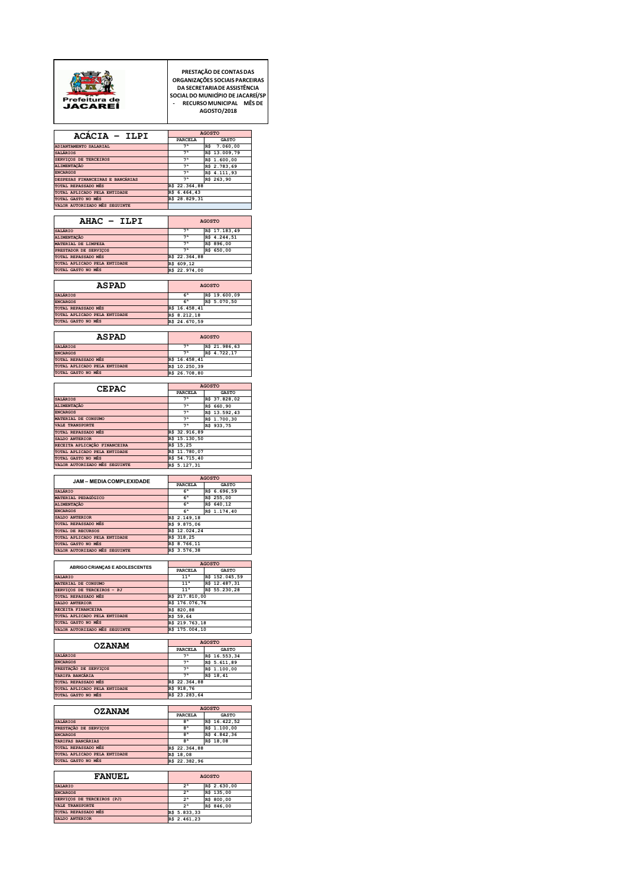Prefeitura de JACAREÍ

**PRESTAÇÃO DE CONTAS DAS ORGANIZAÇÕES SOCIAIS PARCEIRAS DA SECRETARIA DE ASSISTÊNCIA SOCIAL DO MUNICÍPIO DE JACAREÍ/SP - RECURSO MUNICIPAL MÊS DE AGOSTO/2018**

| ACÁCIA – ILPI | AGOSTO | |
|---|---|---|
| | PARCELA | GASTO |
| ADIANTAMENTO SALARIAL | 7ª | R$ 7.060,00 |
| SALÁRIOS | 7ª | R$ 13.009,79 |
| SERVIÇOS DE TERCEIROS | 7ª | R$ 1.600,00 |
| ALIMENTAÇÃO | 7ª | R$ 2.783,69 |
| ENCARGOS | 7ª | R$ 4.111,93 |
| DESPESAS FINANCEIRAS E BANCÁRIAS | 7ª | R$ 263,90 |
| TOTAL REPASSADO MÊS | R$ 22.364,88 | |
| TOTAL APLICADO PELA ENTIDADE | R$ 6.464,43 | |
| TOTAL GASTO NO MÊS | R$ 28.829,31 | |
| VALOR AUTORIZADO MÊS SEGUINTE | | |

| AHAC – ILPI | AGOSTO | |
|---|---|---|
| SALÁRIO | 7ª | R$ 17.183,49 |
| ALIMENTAÇÃO | 7ª | R$ 4.244,51 |
| MATERIAL DE LIMPEZA | 7ª | R$ 896,00 |
| PRESTADOR DE SERVIÇOS | 7ª | R$ 650,00 |
| TOTAL REPASSADO MÊS | R$ 22.364,88 | |
| TOTAL APLICADO PELA ENTIDADE | R$ 609,12 | |
| TOTAL GASTO NO MÊS | R$ 22.974,00 | |

| ASPAD | AGOSTO | |
|---|---|---|
| SALÁRIOS | 6ª | R$ 19.600,09 |
| ENCARGOS | 6ª | R$ 5.070,50 |
| TOTAL REPASSADO MÊS | R$ 16.458,41 | |
| TOTAL APLICADO PELA ENTIDADE | R$ 8.212,18 | |
| TOTAL GASTO NO MÊS | R$ 24.670,59 | |

| ASPAD | AGOSTO | |
|---|---|---|
| SALÁRIOS | 7ª | R$ 21.986,63 |
| ENCARGOS | 7ª | R$ 4.722,17 |
| TOTAL REPASSADO MÊS | R$ 16.458,41 | |
| TOTAL APLICADO PELA ENTIDADE | R$ 10.250,39 | |
| TOTAL GASTO NO MÊS | R$ 26.708,80 | |

| CEPAC | AGOSTO | |
|---|---|---|
| | PARCELA | GASTO |
| SALÁRIOS | 7ª | R$ 37.828,02 |
| ALIMENTAÇÃO | 7ª | R$ 660,90 |
| ENCARGOS | 7ª | R$ 13.592,43 |
| MATERIAL DE CONSUMO | 7ª | R$ 1.700,30 |
| VALE TRANSPORTE | 7ª | R$ 933,75 |
| TOTAL REPASSADO MÊS | R$ 32.916,89 | |
| SALDO ANTERIOR | R$ 15.130,50 | |
| RECEITA APLICAÇÃO FINANCEIRA | R$ 15,25 | |
| TOTAL APLICADO PELA ENTIDADE | R$ 11.780,07 | |
| TOTAL GASTO NO MÊS | R$ 54.715,40 | |
| VALOR AUTORIZADO MÊS SEGUINTE | R$ 5.127,31 | |

| JAM – MEDIA COMPLEXIDADE | AGOSTO | |
|---|---|---|
| | PARCELA | GASTO |
| SALÁRIO | 6ª | R$ 6.696,59 |
| MATERIAL PEDAGÓGICO | 6ª | R$ 255,00 |
| ALIMENTAÇÃO | 6ª | R$ 640,12 |
| ENCARGOS | 6ª | R$ 1.174,40 |
| SALDO ANTERIOR | R$ 2.149,18 | |
| TOTAL REPASSADO MÊS | R$ 9.875,06 | |
| TOTAL DE RECURSOS | R$ 12.024,24 | |
| TOTAL APLICADO PELA ENTIDADE | R$ 318,25 | |
| TOTAL GASTO NO MÊS | R$ 8.766,11 | |
| VALOR AUTORIZADO MÊS SEGUINTE | R$ 3.576,38 | |

| ABRIGO CRIANÇAS E ADOLESCENTES | AGOSTO | |
|---|---|---|
| | PARCELA | GASTO |
| SALARIO | 11ª | R$ 152.045,59 |
| MATERIAL DE CONSUMO | 11ª | R$ 12.487,31 |
| SERVIÇOS DE TERCEIROS - PJ | 11ª | R$ 55.230,28 |
| TOTAL REPASSADO MÊS | R$ 217.810,00 | |
| SALDO ANTERIOR | R$ 176.076,76 | |
| RECEITA FINANCEIRA | R$ 820,88 | |
| TOTAL APLICADO PELA ENTIDADE | R$ 59,64 | |
| TOTAL GASTO NO MÊS | R$ 219.763,18 | |
| VALOR AUTORIZADO MÊS SEGUINTE | R$ 175.004,10 | |

| OZANAM | AGOSTO | |
|---|---|---|
| | PARCELA | GASTO |
| SALÁRIOS | 7ª | R$ 16.553,34 |
| ENCARGOS | 7ª | R$ 5.611,89 |
| PRESTAÇÃO DE SERVIÇOS | 7ª | R$ 1.100,00 |
| TARIFA BANCÁRIA | 7ª | R$ 18,41 |
| TOTAL REPASSADO MÊS | R$ 22.364,88 | |
| TOTAL APLICADO PELA ENTIDADE | R$ 918,76 | |
| TOTAL GASTO NO MÊS | R$ 23.283,64 | |

| OZANAM | AGOSTO | |
|---|---|---|
| | PARCELA | GASTO |
| SALÁRIOS | 8ª | R$ 16.422,52 |
| PRESTAÇÃO DE SERVIÇOS | 8ª | R$ 1.100,00 |
| ENCARGOS | 8ª | R$ 4.842,36 |
| TARIFAS BANCÁRIAS | 8ª | R$ 18,08 |
| TOTAL REPASSADO MÊS | R$ 22.364,88 | |
| TOTAL APLICADO PELA ENTIDADE | R$ 18,08 | |
| TOTAL GASTO NO MÊS | R$ 22.382,96 | |

| FANUEL | AGOSTO | |
|---|---|---|
| SALARIO | 2ª | R$ 2.630,00 |
| ENCARGOS | 2ª | R$ 135,00 |
| SERVIÇOS DE TERCEIROS (PJ) | 2ª | R$ 800,00 |
| VALE TRANSPORTE | 2ª | R$ 846,00 |
| TOTAL REPASSADO MÊS | R$ 5.833,33 | |
| SALDO ANTERIOR | R$ 2.461,23 | |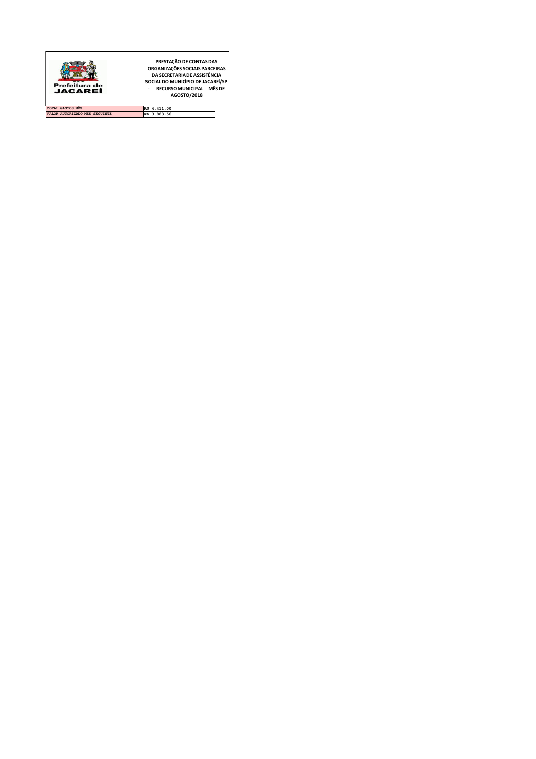| Prefeitura de JACAREÍ | PRESTAÇÃO DE CONTAS DAS ORGANIZAÇÕES SOCIAIS PARCEIRAS DA SECRETARIA DE ASSISTÊNCIA SOCIAL DO MUNICÍPIO DE JACAREÍ/SP - RECURSO MUNICIPAL MÊS DE AGOSTO/2018 |
|---|---|
| TOTAL GASTOS MÊS | R$ 4.411,00 |
| VALOR AUTORIZADO MÊS SEGUINTE | R$ 3.883,56 |